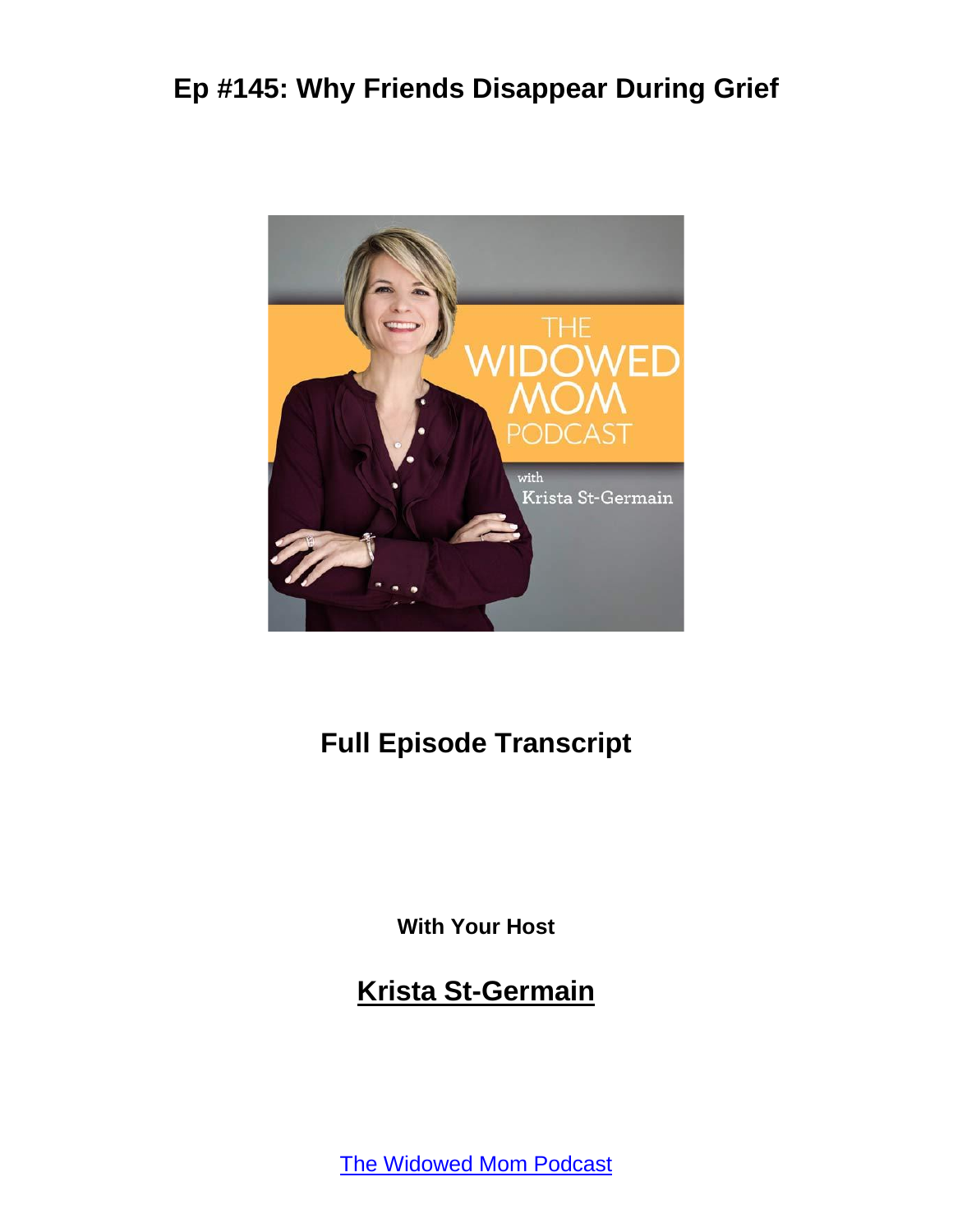# Ep #145: Why Friends Disappear During Grief

## Full Episode Transcript

**With Your Host**

## Krista St-Germain

[The Widowed Mom Podcast]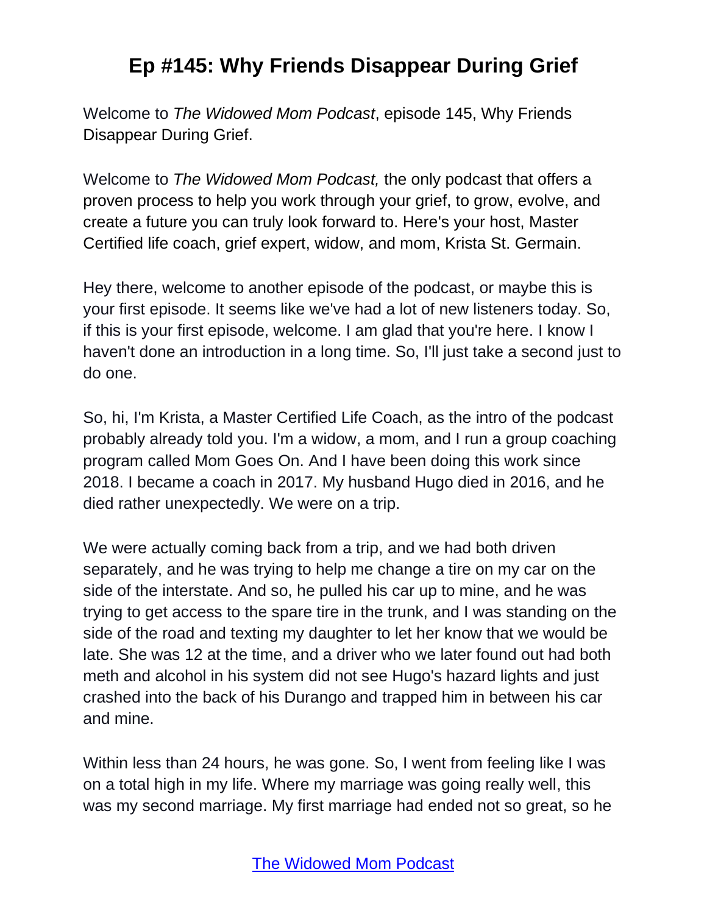# Ep #145: Why Friends Disappear During Grief

Welcome to *The Widowed Mom Podcast*, episode 145, Why Friends Disappear During Grief.

Welcome to *The Widowed Mom Podcast,* the only podcast that offers a proven process to help you work through your grief, to grow, evolve, and create a future you can truly look forward to. Here's your host, Master Certified life coach, grief expert, widow, and mom, Krista St. Germain.

Hey there, welcome to another episode of the podcast, or maybe this is your first episode. It seems like we've had a lot of new listeners today. So, if this is your first episode, welcome. I am glad that you're here. I know I haven't done an introduction in a long time. So, I'll just take a second just to do one.

So, hi, I'm Krista, a Master Certified Life Coach, as the intro of the podcast probably already told you. I'm a widow, a mom, and I run a group coaching program called Mom Goes On. And I have been doing this work since 2018. I became a coach in 2017. My husband Hugo died in 2016, and he died rather unexpectedly. We were on a trip.

We were actually coming back from a trip, and we had both driven separately, and he was trying to help me change a tire on my car on the side of the interstate. And so, he pulled his car up to mine, and he was trying to get access to the spare tire in the trunk, and I was standing on the side of the road and texting my daughter to let her know that we would be late. She was 12 at the time, and a driver who we later found out had both meth and alcohol in his system did not see Hugo's hazard lights and just crashed into the back of his Durango and trapped him in between his car and mine.

Within less than 24 hours, he was gone. So, I went from feeling like I was on a total high in my life. Where my marriage was going really well, this was my second marriage. My first marriage had ended not so great, so he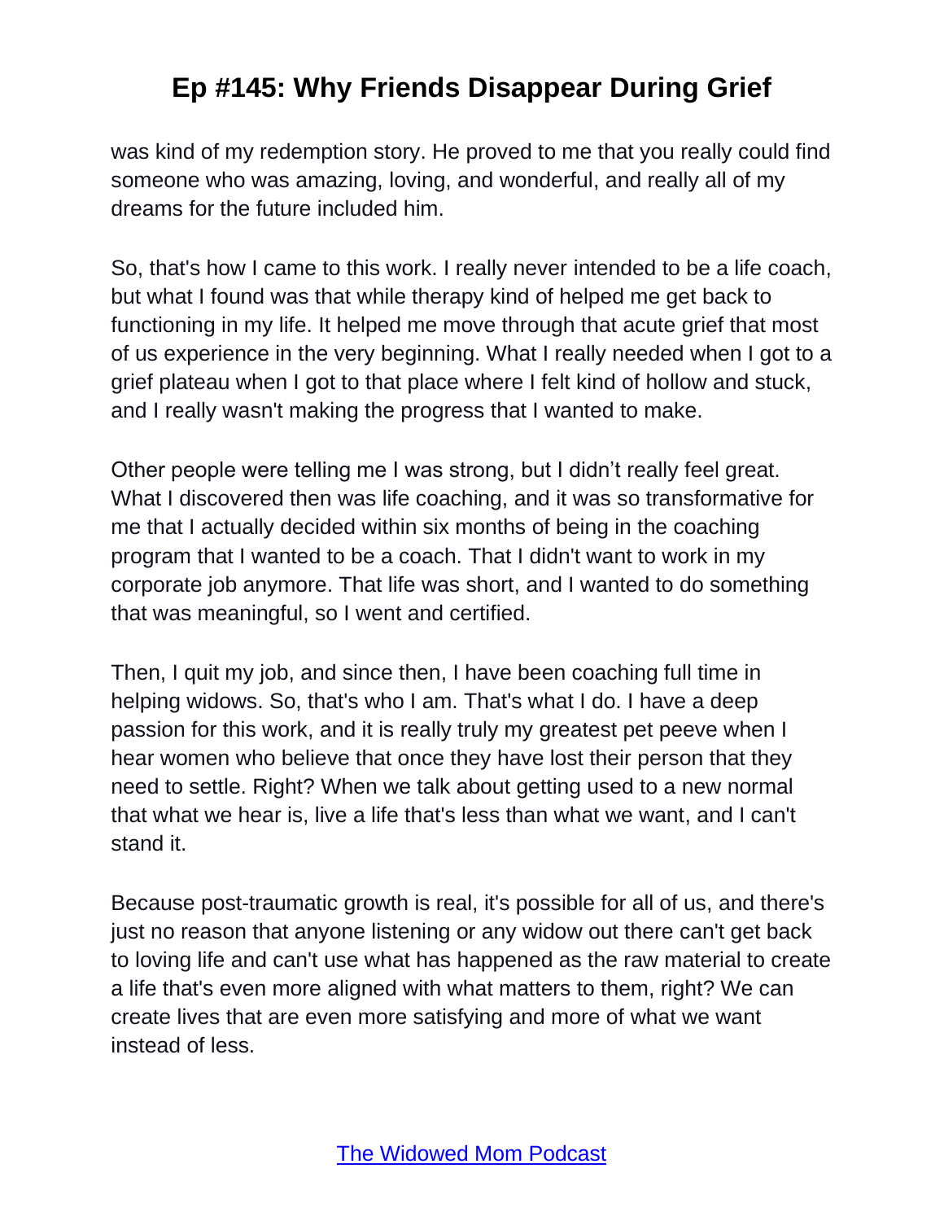was kind of my redemption story. He proved to me that you really could find someone who was amazing, loving, and wonderful, and really all of my dreams for the future included him.

So, that's how I came to this work. I really never intended to be a life coach, but what I found was that while therapy kind of helped me get back to functioning in my life. It helped me move through that acute grief that most of us experience in the very beginning. What I really needed when I got to a grief plateau when I got to that place where I felt kind of hollow and stuck, and I really wasn't making the progress that I wanted to make.

Other people were telling me I was strong, but I didn't really feel great. What I discovered then was life coaching, and it was so transformative for me that I actually decided within six months of being in the coaching program that I wanted to be a coach. That I didn't want to work in my corporate job anymore. That life was short, and I wanted to do something that was meaningful, so I went and certified.

Then, I quit my job, and since then, I have been coaching full time in helping widows. So, that's who I am. That's what I do. I have a deep passion for this work, and it is really truly my greatest pet peeve when I hear women who believe that once they have lost their person that they need to settle. Right? When we talk about getting used to a new normal that what we hear is, live a life that's less than what we want, and I can't stand it.

Because post-traumatic growth is real, it's possible for all of us, and there's just no reason that anyone listening or any widow out there can't get back to loving life and can't use what has happened as the raw material to create a life that's even more aligned with what matters to them, right? We can create lives that are even more satisfying and more of what we want instead of less.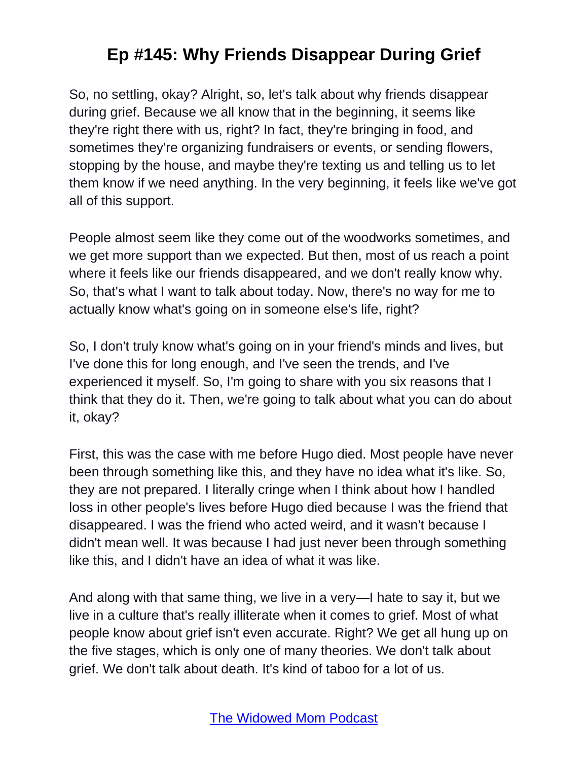So, no settling, okay? Alright, so, let's talk about why friends disappear during grief. Because we all know that in the beginning, it seems like they're right there with us, right? In fact, they're bringing in food, and sometimes they're organizing fundraisers or events, or sending flowers, stopping by the house, and maybe they're texting us and telling us to let them know if we need anything. In the very beginning, it feels like we've got all of this support.

People almost seem like they come out of the woodworks sometimes, and we get more support than we expected. But then, most of us reach a point where it feels like our friends disappeared, and we don't really know why. So, that's what I want to talk about today. Now, there's no way for me to actually know what's going on in someone else's life, right?

So, I don't truly know what's going on in your friend's minds and lives, but I've done this for long enough, and I've seen the trends, and I've experienced it myself. So, I'm going to share with you six reasons that I think that they do it. Then, we're going to talk about what you can do about it, okay?

First, this was the case with me before Hugo died. Most people have never been through something like this, and they have no idea what it's like. So, they are not prepared. I literally cringe when I think about how I handled loss in other people's lives before Hugo died because I was the friend that disappeared. I was the friend who acted weird, and it wasn't because I didn't mean well. It was because I had just never been through something like this, and I didn't have an idea of what it was like.

And along with that same thing, we live in a very—I hate to say it, but we live in a culture that's really illiterate when it comes to grief. Most of what people know about grief isn't even accurate. Right? We get all hung up on the five stages, which is only one of many theories. We don't talk about grief. We don't talk about death. It's kind of taboo for a lot of us.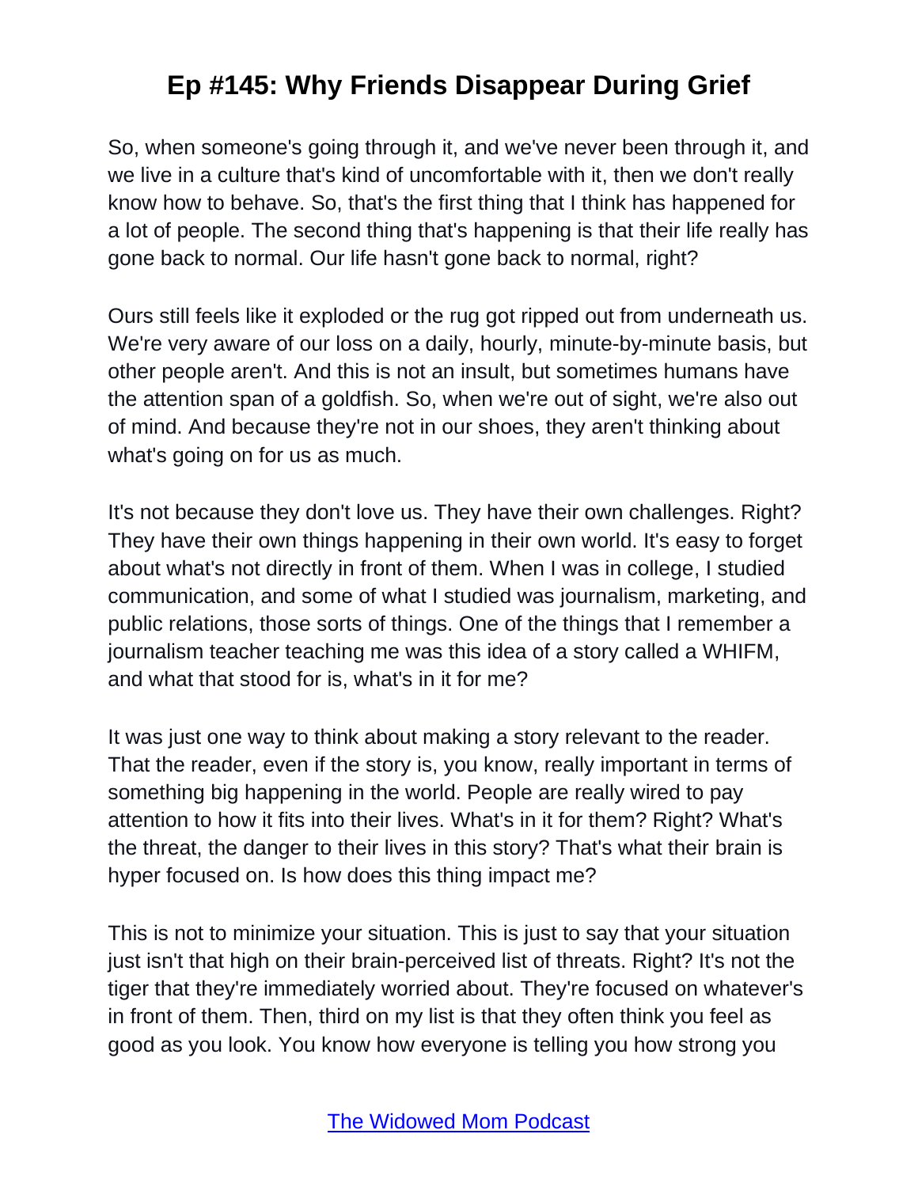So, when someone's going through it, and we've never been through it, and we live in a culture that's kind of uncomfortable with it, then we don't really know how to behave. So, that's the first thing that I think has happened for a lot of people. The second thing that's happening is that their life really has gone back to normal. Our life hasn't gone back to normal, right?

Ours still feels like it exploded or the rug got ripped out from underneath us. We're very aware of our loss on a daily, hourly, minute-by-minute basis, but other people aren't. And this is not an insult, but sometimes humans have the attention span of a goldfish. So, when we're out of sight, we're also out of mind. And because they're not in our shoes, they aren't thinking about what's going on for us as much.

It's not because they don't love us. They have their own challenges. Right? They have their own things happening in their own world. It's easy to forget about what's not directly in front of them. When I was in college, I studied communication, and some of what I studied was journalism, marketing, and public relations, those sorts of things. One of the things that I remember a journalism teacher teaching me was this idea of a story called a WHIFM, and what that stood for is, what's in it for me?

It was just one way to think about making a story relevant to the reader. That the reader, even if the story is, you know, really important in terms of something big happening in the world. People are really wired to pay attention to how it fits into their lives. What's in it for them? Right? What's the threat, the danger to their lives in this story? That's what their brain is hyper focused on. Is how does this thing impact me?

This is not to minimize your situation. This is just to say that your situation just isn't that high on their brain-perceived list of threats. Right? It's not the tiger that they're immediately worried about. They're focused on whatever's in front of them. Then, third on my list is that they often think you feel as good as you look. You know how everyone is telling you how strong you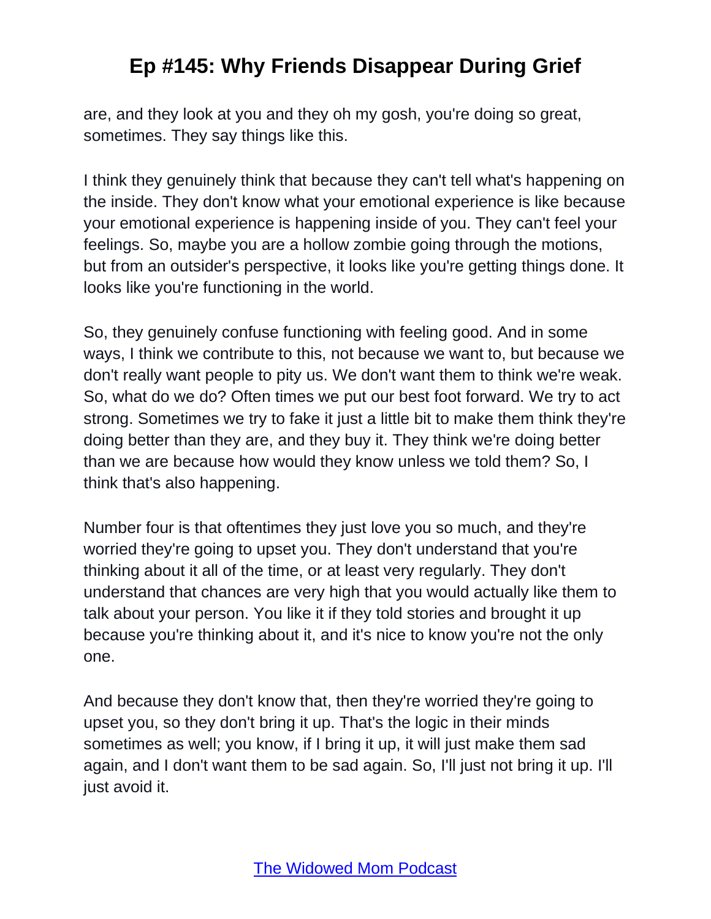are, and they look at you and they oh my gosh, you're doing so great, sometimes. They say things like this.

I think they genuinely think that because they can't tell what's happening on the inside. They don't know what your emotional experience is like because your emotional experience is happening inside of you. They can't feel your feelings. So, maybe you are a hollow zombie going through the motions, but from an outsider's perspective, it looks like you're getting things done. It looks like you're functioning in the world.

So, they genuinely confuse functioning with feeling good. And in some ways, I think we contribute to this, not because we want to, but because we don't really want people to pity us. We don't want them to think we're weak. So, what do we do? Often times we put our best foot forward. We try to act strong. Sometimes we try to fake it just a little bit to make them think they're doing better than they are, and they buy it. They think we're doing better than we are because how would they know unless we told them? So, I think that's also happening.

Number four is that oftentimes they just love you so much, and they're worried they're going to upset you. They don't understand that you're thinking about it all of the time, or at least very regularly. They don't understand that chances are very high that you would actually like them to talk about your person. You like it if they told stories and brought it up because you're thinking about it, and it's nice to know you're not the only one.

And because they don't know that, then they're worried they're going to upset you, so they don't bring it up. That's the logic in their minds sometimes as well; you know, if I bring it up, it will just make them sad again, and I don't want them to be sad again. So, I'll just not bring it up. I'll just avoid it.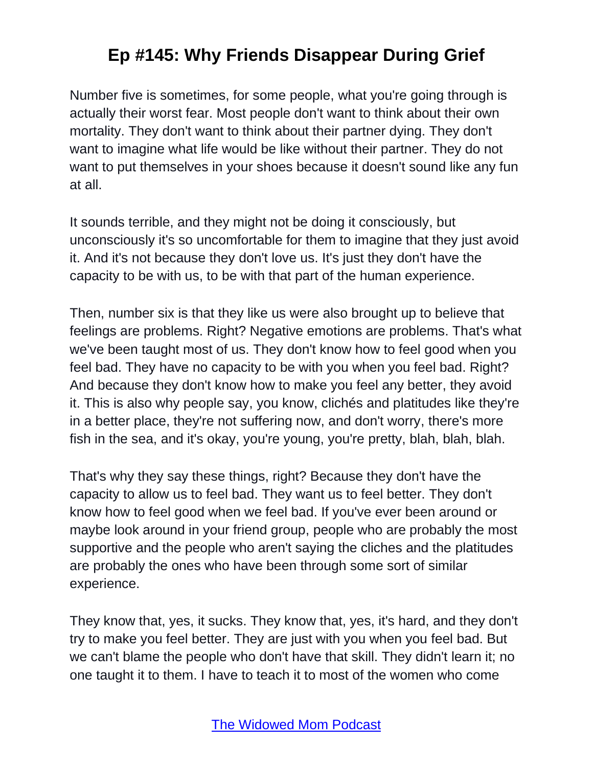Number five is sometimes, for some people, what you're going through is actually their worst fear. Most people don't want to think about their own mortality. They don't want to think about their partner dying. They don't want to imagine what life would be like without their partner. They do not want to put themselves in your shoes because it doesn't sound like any fun at all.

It sounds terrible, and they might not be doing it consciously, but unconsciously it's so uncomfortable for them to imagine that they just avoid it. And it's not because they don't love us. It's just they don't have the capacity to be with us, to be with that part of the human experience.

Then, number six is that they like us were also brought up to believe that feelings are problems. Right? Negative emotions are problems. That's what we've been taught most of us. They don't know how to feel good when you feel bad. They have no capacity to be with you when you feel bad. Right? And because they don't know how to make you feel any better, they avoid it. This is also why people say, you know, clichés and platitudes like they're in a better place, they're not suffering now, and don't worry, there's more fish in the sea, and it's okay, you're young, you're pretty, blah, blah, blah.

That's why they say these things, right? Because they don't have the capacity to allow us to feel bad. They want us to feel better. They don't know how to feel good when we feel bad. If you've ever been around or maybe look around in your friend group, people who are probably the most supportive and the people who aren't saying the cliches and the platitudes are probably the ones who have been through some sort of similar experience.

They know that, yes, it sucks. They know that, yes, it's hard, and they don't try to make you feel better. They are just with you when you feel bad. But we can't blame the people who don't have that skill. They didn't learn it; no one taught it to them. I have to teach it to most of the women who come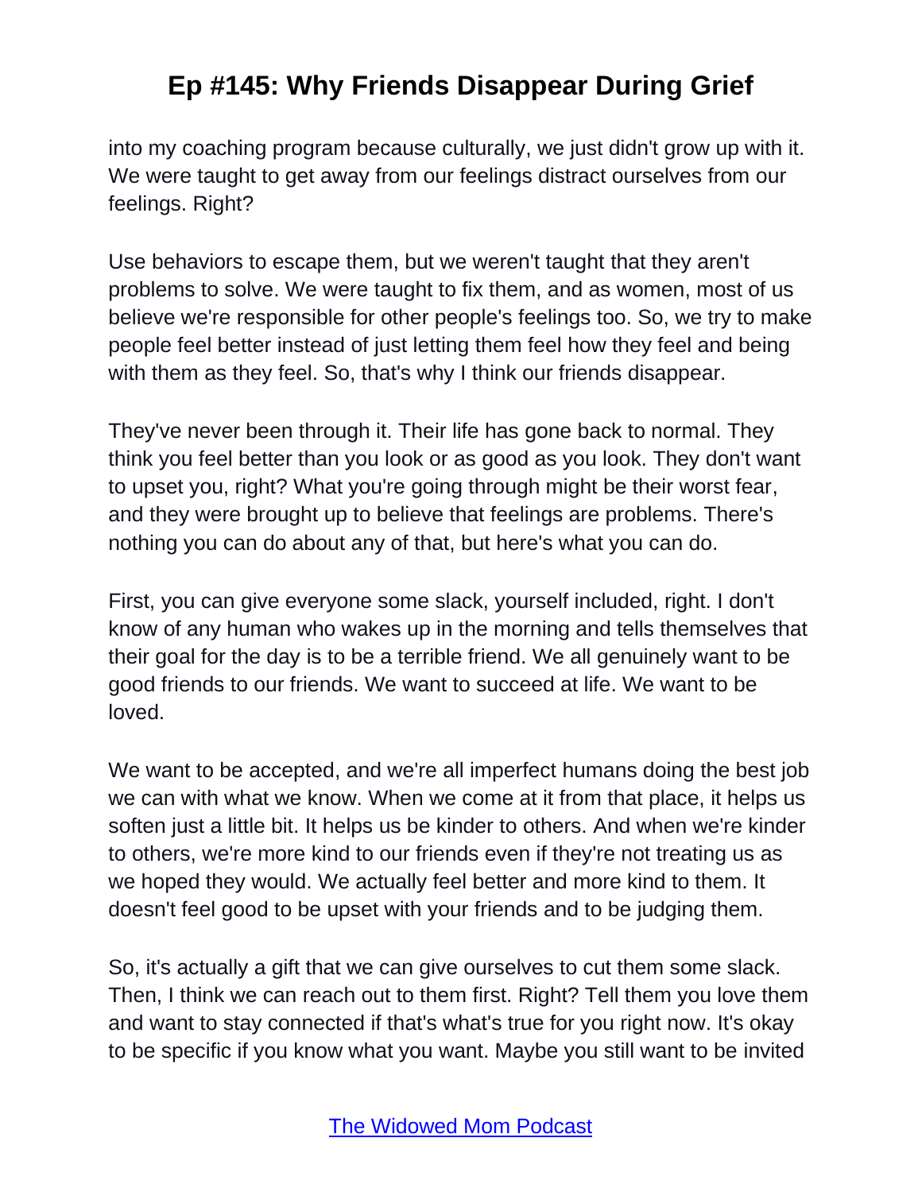into my coaching program because culturally, we just didn't grow up with it. We were taught to get away from our feelings distract ourselves from our feelings. Right?

Use behaviors to escape them, but we weren't taught that they aren't problems to solve. We were taught to fix them, and as women, most of us believe we're responsible for other people's feelings too. So, we try to make people feel better instead of just letting them feel how they feel and being with them as they feel. So, that's why I think our friends disappear.

They've never been through it. Their life has gone back to normal. They think you feel better than you look or as good as you look. They don't want to upset you, right? What you're going through might be their worst fear, and they were brought up to believe that feelings are problems. There's nothing you can do about any of that, but here's what you can do.

First, you can give everyone some slack, yourself included, right. I don't know of any human who wakes up in the morning and tells themselves that their goal for the day is to be a terrible friend. We all genuinely want to be good friends to our friends. We want to succeed at life. We want to be loved.

We want to be accepted, and we're all imperfect humans doing the best job we can with what we know. When we come at it from that place, it helps us soften just a little bit. It helps us be kinder to others. And when we're kinder to others, we're more kind to our friends even if they're not treating us as we hoped they would. We actually feel better and more kind to them. It doesn't feel good to be upset with your friends and to be judging them.

So, it's actually a gift that we can give ourselves to cut them some slack. Then, I think we can reach out to them first. Right? Tell them you love them and want to stay connected if that's what's true for you right now. It's okay to be specific if you know what you want. Maybe you still want to be invited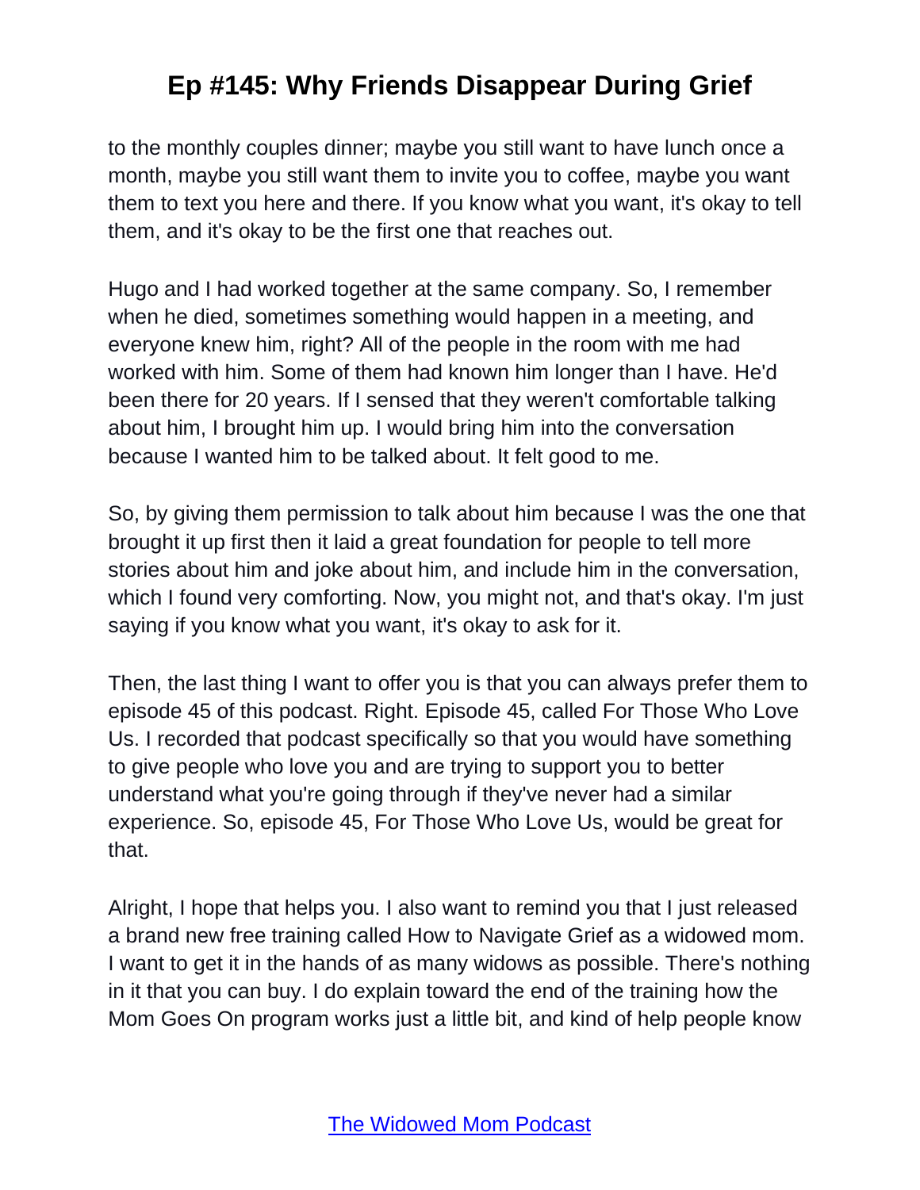to the monthly couples dinner; maybe you still want to have lunch once a month, maybe you still want them to invite you to coffee, maybe you want them to text you here and there. If you know what you want, it's okay to tell them, and it's okay to be the first one that reaches out.

Hugo and I had worked together at the same company. So, I remember when he died, sometimes something would happen in a meeting, and everyone knew him, right? All of the people in the room with me had worked with him. Some of them had known him longer than I have. He'd been there for 20 years. If I sensed that they weren't comfortable talking about him, I brought him up. I would bring him into the conversation because I wanted him to be talked about. It felt good to me.

So, by giving them permission to talk about him because I was the one that brought it up first then it laid a great foundation for people to tell more stories about him and joke about him, and include him in the conversation, which I found very comforting. Now, you might not, and that's okay. I'm just saying if you know what you want, it's okay to ask for it.

Then, the last thing I want to offer you is that you can always prefer them to episode 45 of this podcast. Right. Episode 45, called For Those Who Love Us. I recorded that podcast specifically so that you would have something to give people who love you and are trying to support you to better understand what you're going through if they've never had a similar experience. So, episode 45, For Those Who Love Us, would be great for that.

Alright, I hope that helps you. I also want to remind you that I just released a brand new free training called How to Navigate Grief as a widowed mom. I want to get it in the hands of as many widows as possible. There's nothing in it that you can buy. I do explain toward the end of the training how the Mom Goes On program works just a little bit, and kind of help people know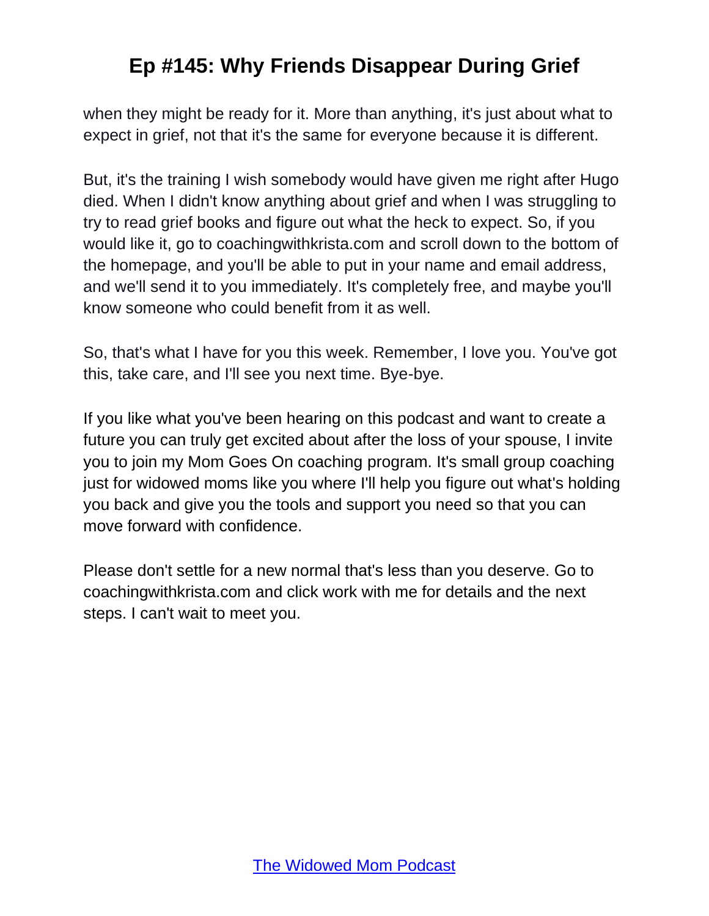when they might be ready for it. More than anything, it's just about what to expect in grief, not that it's the same for everyone because it is different.

But, it's the training I wish somebody would have given me right after Hugo died. When I didn't know anything about grief and when I was struggling to try to read grief books and figure out what the heck to expect. So, if you would like it, go to coachingwithkrista.com and scroll down to the bottom of the homepage, and you'll be able to put in your name and email address, and we'll send it to you immediately. It's completely free, and maybe you'll know someone who could benefit from it as well.

So, that's what I have for you this week. Remember, I love you. You've got this, take care, and I'll see you next time. Bye-bye.

If you like what you've been hearing on this podcast and want to create a future you can truly get excited about after the loss of your spouse, I invite you to join my Mom Goes On coaching program. It's small group coaching just for widowed moms like you where I'll help you figure out what's holding you back and give you the tools and support you need so that you can move forward with confidence.

Please don't settle for a new normal that's less than you deserve. Go to coachingwithkrista.com and click work with me for details and the next steps. I can't wait to meet you.